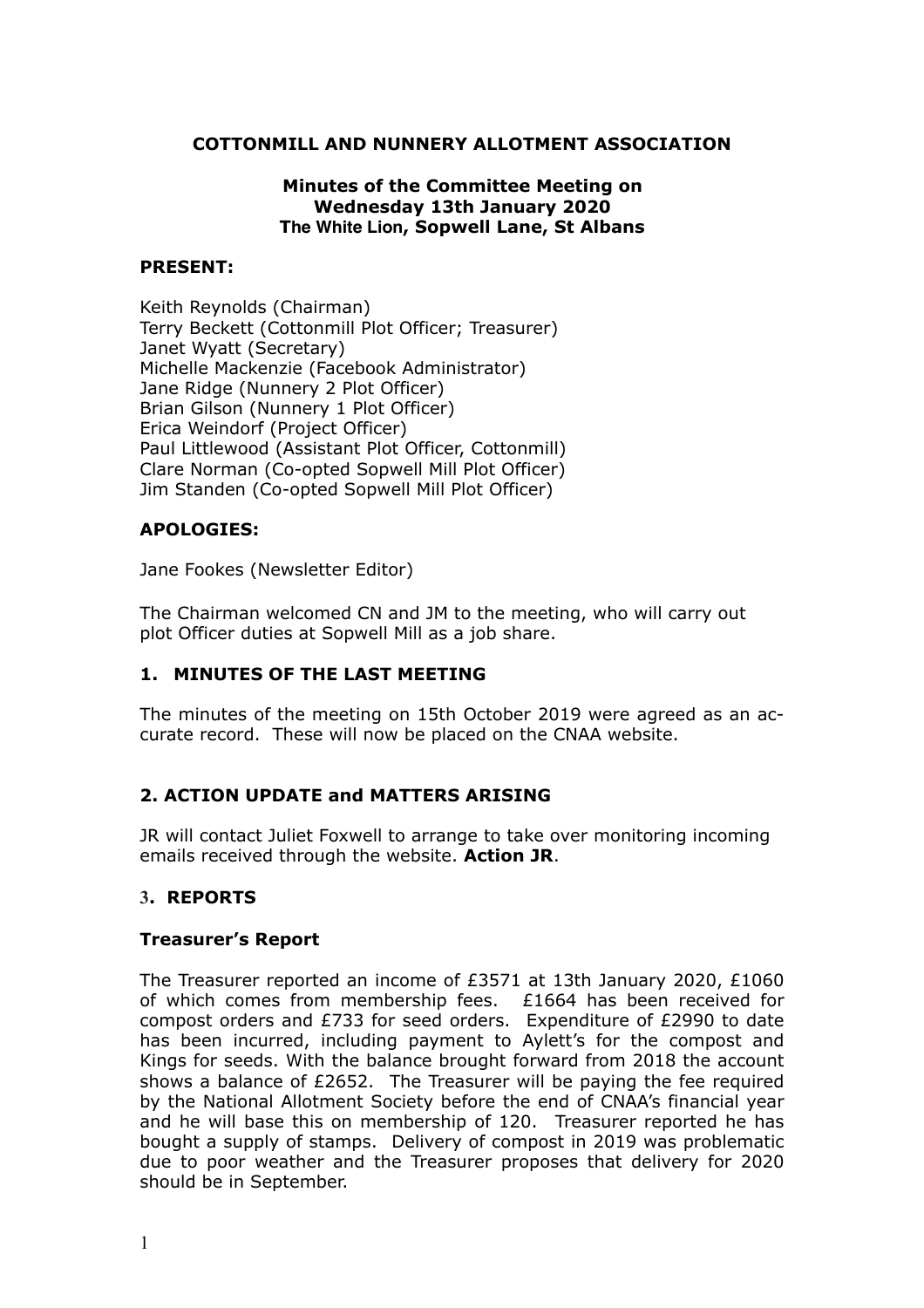# COTTONMILL AND NUNNERY ALLOTMENT ASSOCIATION

## Minutes of the Committee Meeting on Wednesday 13th January 2020 The White Lion, Sopwell Lane, St Albans

**PRESENT:**

Keith Reynolds (Chairman)
Terry Beckett (Cottonmill Plot Officer; Treasurer)
Janet Wyatt (Secretary)
Michelle Mackenzie (Facebook Administrator)
Jane Ridge (Nunnery 2 Plot Officer)
Brian Gilson (Nunnery 1 Plot Officer)
Erica Weindorf (Project Officer)
Paul Littlewood (Assistant Plot Officer, Cottonmill)
Clare Norman (Co-opted Sopwell Mill Plot Officer)
Jim Standen (Co-opted Sopwell Mill Plot Officer)

**APOLOGIES:**

Jane Fookes (Newsletter Editor)

The Chairman welcomed CN and JM to the meeting, who will carry out plot Officer duties at Sopwell Mill as a job share.

### 1. MINUTES OF THE LAST MEETING

The minutes of the meeting on 15th October 2019 were agreed as an accurate record. These will now be placed on the CNAA website.

### 2. ACTION UPDATE and MATTERS ARISING

JR will contact Juliet Foxwell to arrange to take over monitoring incoming emails received through the website. **Action JR**.

### 3. REPORTS

**Treasurer's Report**

The Treasurer reported an income of £3571 at 13th January 2020, £1060 of which comes from membership fees. £1664 has been received for compost orders and £733 for seed orders. Expenditure of £2990 to date has been incurred, including payment to Aylett's for the compost and Kings for seeds. With the balance brought forward from 2018 the account shows a balance of £2652. The Treasurer will be paying the fee required by the National Allotment Society before the end of CNAA's financial year and he will base this on membership of 120. Treasurer reported he has bought a supply of stamps. Delivery of compost in 2019 was problematic due to poor weather and the Treasurer proposes that delivery for 2020 should be in September.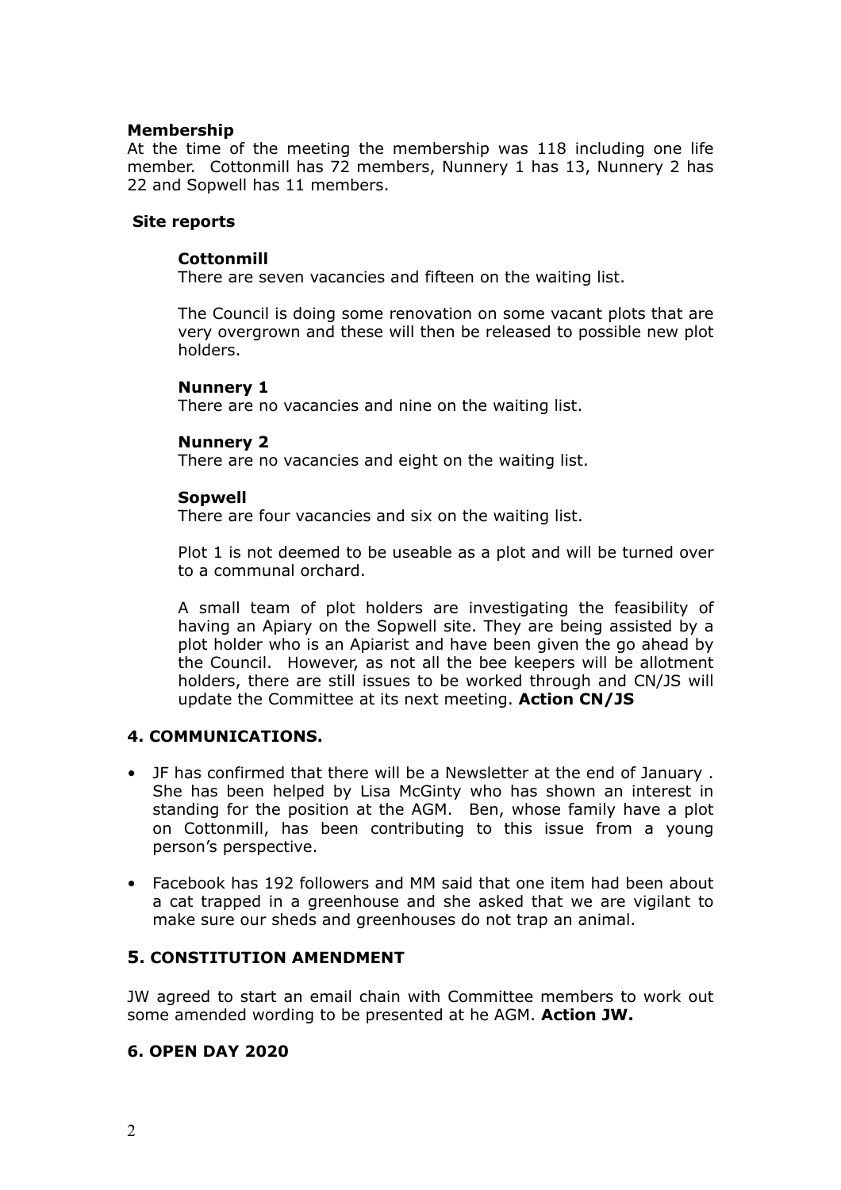**Membership**

At the time of the meeting the membership was 118 including one life member. Cottonmill has 72 members, Nunnery 1 has 13, Nunnery 2 has 22 and Sopwell has 11 members.

**Site reports**

**Cottonmill**

There are seven vacancies and fifteen on the waiting list.

The Council is doing some renovation on some vacant plots that are very overgrown and these will then be released to possible new plot holders.

**Nunnery 1**

There are no vacancies and nine on the waiting list.

**Nunnery 2**

There are no vacancies and eight on the waiting list.

**Sopwell**

There are four vacancies and six on the waiting list.

Plot 1 is not deemed to be useable as a plot and will be turned over to a communal orchard.

A small team of plot holders are investigating the feasibility of having an Apiary on the Sopwell site. They are being assisted by a plot holder who is an Apiarist and have been given the go ahead by the Council. However, as not all the bee keepers will be allotment holders, there are still issues to be worked through and CN/JS will update the Committee at its next meeting. **Action CN/JS**

## 4. COMMUNICATIONS.

- JF has confirmed that there will be a Newsletter at the end of January . She has been helped by Lisa McGinty who has shown an interest in standing for the position at the AGM. Ben, whose family have a plot on Cottonmill, has been contributing to this issue from a young person's perspective.
- Facebook has 192 followers and MM said that one item had been about a cat trapped in a greenhouse and she asked that we are vigilant to make sure our sheds and greenhouses do not trap an animal.

## 5. CONSTITUTION AMENDMENT

JW agreed to start an email chain with Committee members to work out some amended wording to be presented at he AGM. **Action JW.**

## 6. OPEN DAY 2020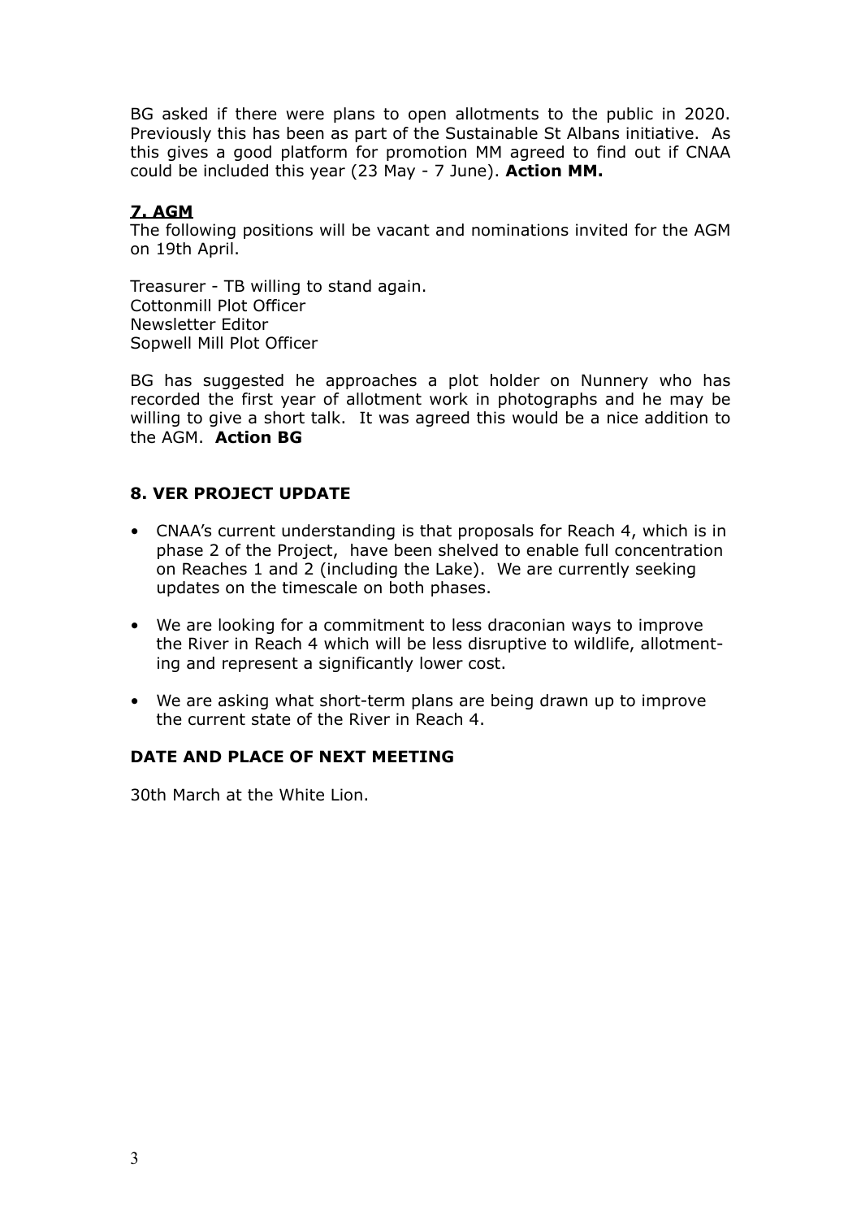BG asked if there were plans to open allotments to the public in 2020. Previously this has been as part of the Sustainable St Albans initiative. As this gives a good platform for promotion MM agreed to find out if CNAA could be included this year (23 May - 7 June). **Action MM.**

## 7. AGM

The following positions will be vacant and nominations invited for the AGM on 19th April.

Treasurer - TB willing to stand again.
Cottonmill Plot Officer
Newsletter Editor
Sopwell Mill Plot Officer

BG has suggested he approaches a plot holder on Nunnery who has recorded the first year of allotment work in photographs and he may be willing to give a short talk. It was agreed this would be a nice addition to the AGM. **Action BG**

## 8. VER PROJECT UPDATE

- CNAA's current understanding is that proposals for Reach 4, which is in phase 2 of the Project, have been shelved to enable full concentration on Reaches 1 and 2 (including the Lake). We are currently seeking updates on the timescale on both phases.
- We are looking for a commitment to less draconian ways to improve the River in Reach 4 which will be less disruptive to wildlife, allotmenting and represent a significantly lower cost.
- We are asking what short-term plans are being drawn up to improve the current state of the River in Reach 4.

## DATE AND PLACE OF NEXT MEETING

30th March at the White Lion.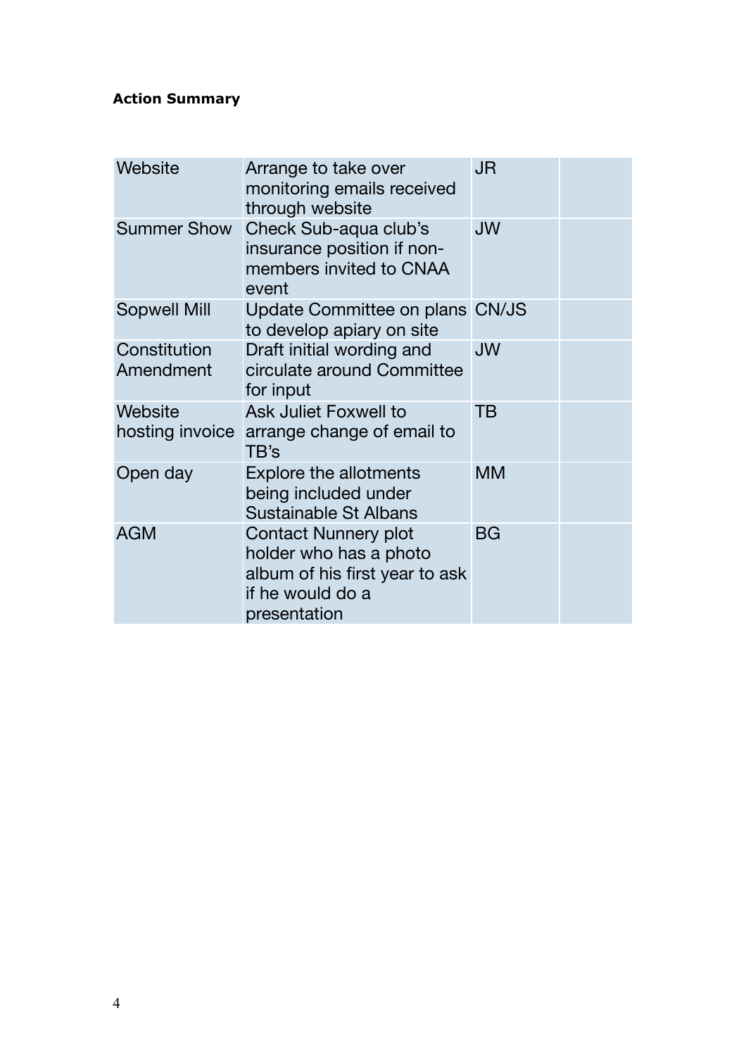**Action Summary**

| | | | |
|---|---|---|---|
| Website | Arrange to take over monitoring emails received through website | JR | |
| Summer Show | Check Sub-aqua club's insurance position if non-members invited to CNAA event | JW | |
| Sopwell Mill | Update Committee on plans to develop apiary on site | CN/JS | |
| Constitution Amendment | Draft initial wording and circulate around Committee for input | JW | |
| Website hosting invoice | Ask Juliet Foxwell to arrange change of email to TB's | TB | |
| Open day | Explore the allotments being included under Sustainable St Albans | MM | |
| AGM | Contact Nunnery plot holder who has a photo album of his first year to ask if he would do a presentation | BG | |